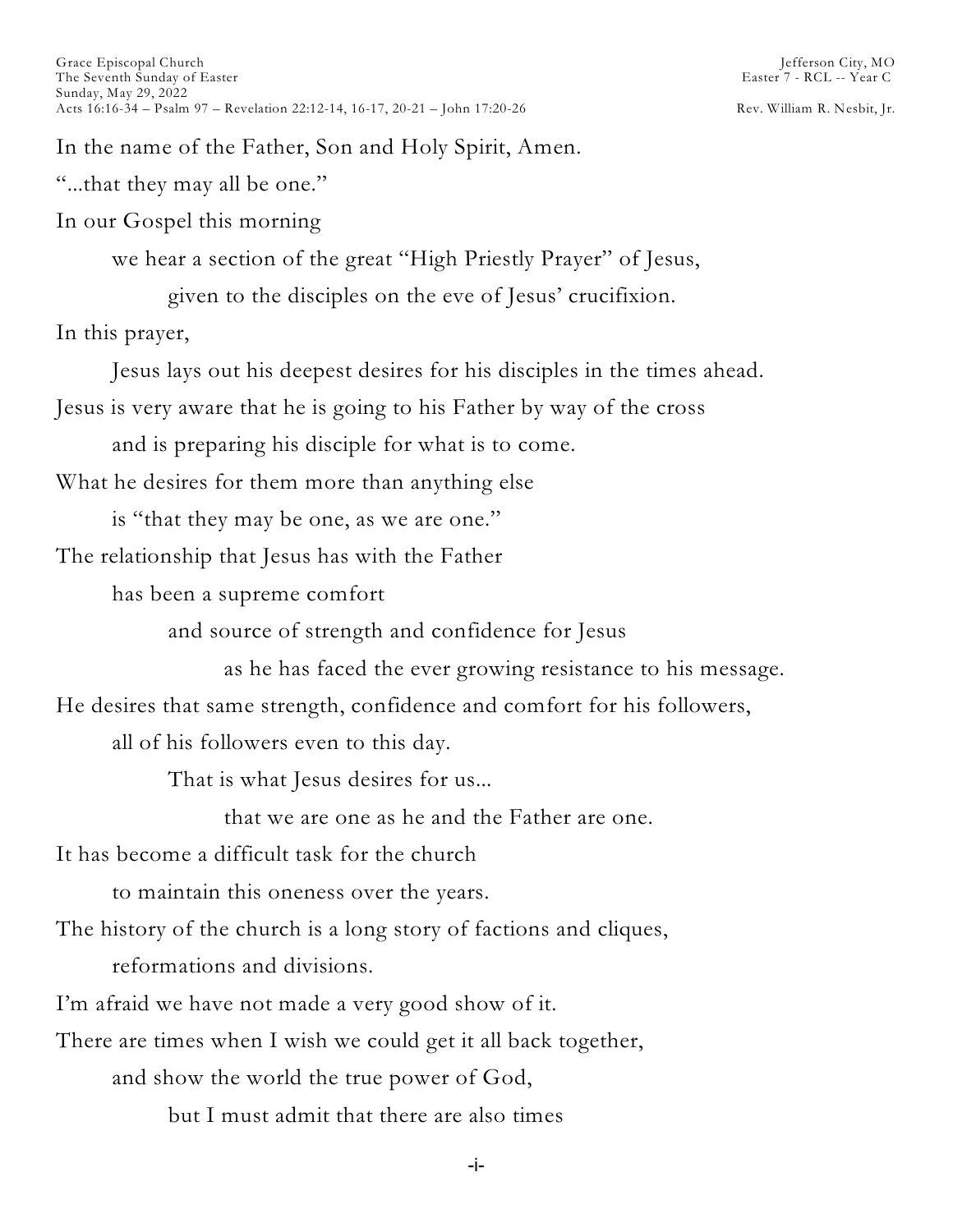Grace Episcopal Church
The Seventh Sunday of Easter
Sunday, May 29, 2022
Acts 16:16-34 – Psalm 97 – Revelation 22:12-14, 16-17, 20-21 – John 17:20-26

Jefferson City, MO
Easter 7 - RCL -- Year C
Rev. William R. Nesbit, Jr.

In the name of the Father, Son and Holy Spirit, Amen.

"...that they may all be one."

In our Gospel this morning
we hear a section of the great "High Priestly Prayer" of Jesus,
given to the disciples on the eve of Jesus' crucifixion.

In this prayer,
Jesus lays out his deepest desires for his disciples in the times ahead.

Jesus is very aware that he is going to his Father by way of the cross
and is preparing his disciple for what is to come.

What he desires for them more than anything else
is "that they may be one, as we are one."

The relationship that Jesus has with the Father
has been a supreme comfort
and source of strength and confidence for Jesus
as he has faced the ever growing resistance to his message.

He desires that same strength, confidence and comfort for his followers,
all of his followers even to this day.
That is what Jesus desires for us...
that we are one as he and the Father are one.

It has become a difficult task for the church
to maintain this oneness over the years.

The history of the church is a long story of factions and cliques,
reformations and divisions.

I'm afraid we have not made a very good show of it.

There are times when I wish we could get it all back together,
and show the world the true power of God,
but I must admit that there are also times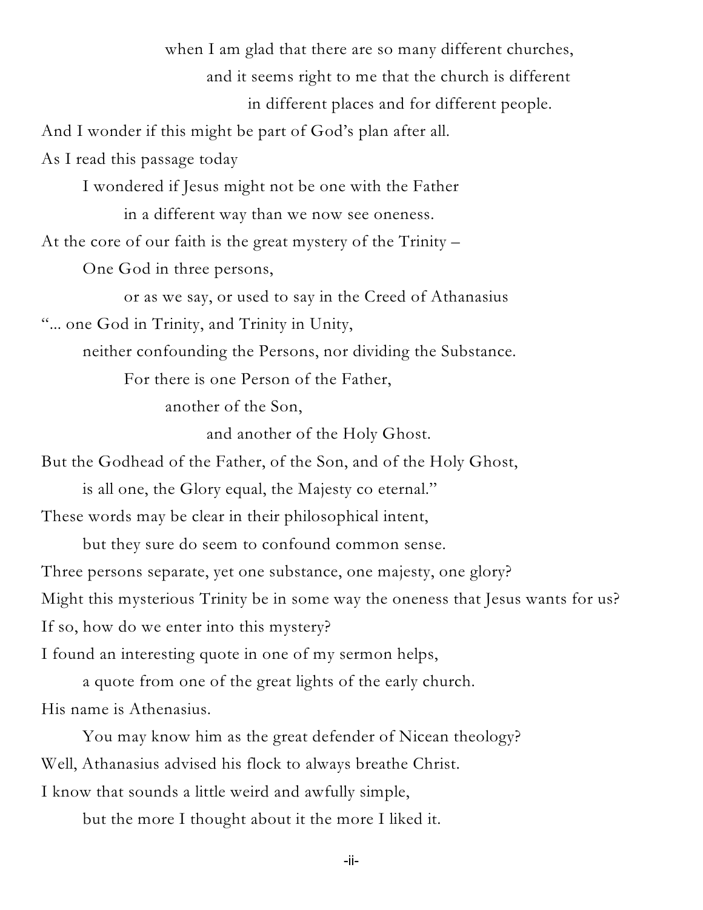when I am glad that there are so many different churches,

and it seems right to me that the church is different

in different places and for different people.

And I wonder if this might be part of God's plan after all.

As I read this passage today

I wondered if Jesus might not be one with the Father

in a different way than we now see oneness.

At the core of our faith is the great mystery of the Trinity –

One God in three persons,

or as we say, or used to say in the Creed of Athanasius

"... one God in Trinity, and Trinity in Unity,

neither confounding the Persons, nor dividing the Substance.

For there is one Person of the Father,

another of the Son,

and another of the Holy Ghost.

But the Godhead of the Father, of the Son, and of the Holy Ghost,

is all one, the Glory equal, the Majesty co eternal."

These words may be clear in their philosophical intent,

but they sure do seem to confound common sense.

Three persons separate, yet one substance, one majesty, one glory?

Might this mysterious Trinity be in some way the oneness that Jesus wants for us?

If so, how do we enter into this mystery?

I found an interesting quote in one of my sermon helps,

a quote from one of the great lights of the early church.

His name is Athenasius.

You may know him as the great defender of Nicean theology?

Well, Athanasius advised his flock to always breathe Christ.

I know that sounds a little weird and awfully simple,

but the more I thought about it the more I liked it.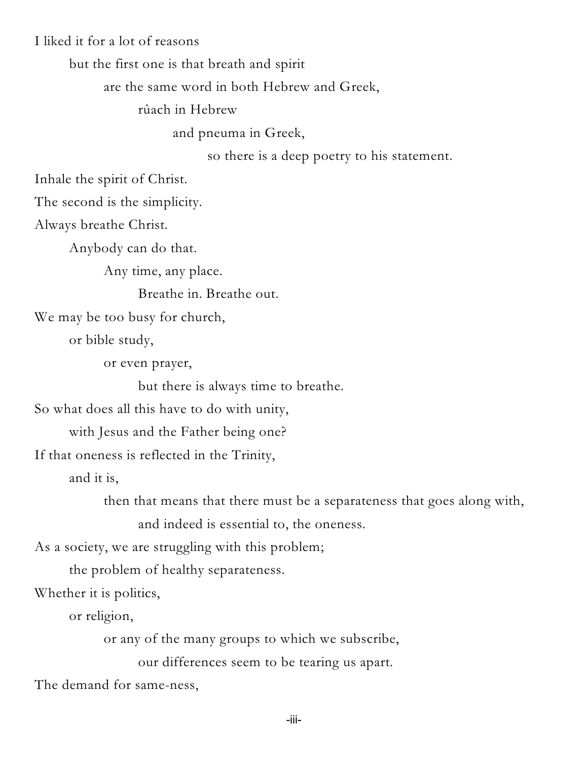I liked it for a lot of reasons

but the first one is that breath and spirit

are the same word in both Hebrew and Greek,

rûach in Hebrew

and pneuma in Greek,

so there is a deep poetry to his statement.

Inhale the spirit of Christ.

The second is the simplicity.

Always breathe Christ.

Anybody can do that.

Any time, any place.

Breathe in. Breathe out.

We may be too busy for church,

or bible study,

or even prayer,

but there is always time to breathe.

So what does all this have to do with unity,

with Jesus and the Father being one?

If that oneness is reflected in the Trinity,

and it is,

then that means that there must be a separateness that goes along with,

and indeed is essential to, the oneness.

As a society, we are struggling with this problem;

the problem of healthy separateness.

Whether it is politics,

or religion,

or any of the many groups to which we subscribe,

our differences seem to be tearing us apart.

The demand for same-ness,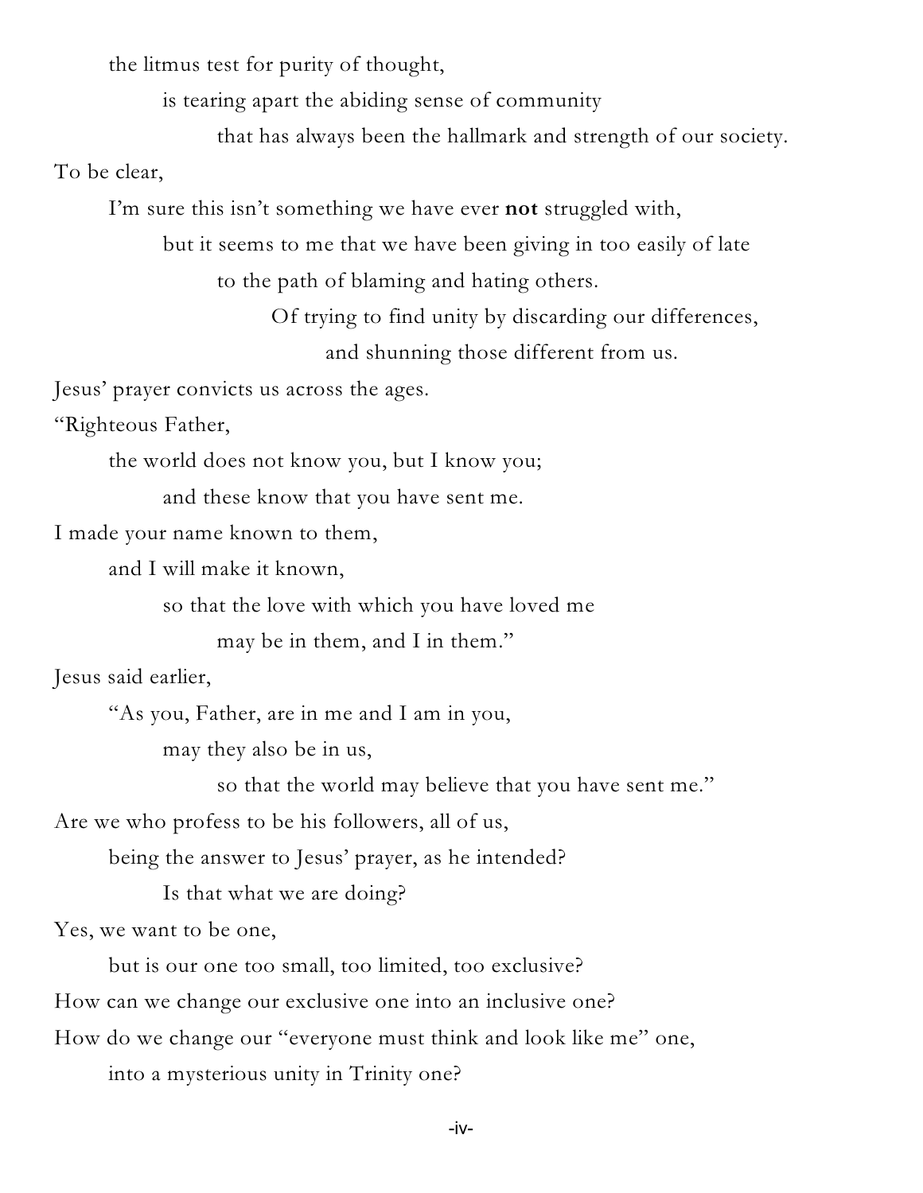the litmus test for purity of thought,

is tearing apart the abiding sense of community

that has always been the hallmark and strength of our society.

To be clear,

I'm sure this isn't something we have ever **not** struggled with,

but it seems to me that we have been giving in too easily of late

to the path of blaming and hating others.

Of trying to find unity by discarding our differences,

and shunning those different from us.

Jesus' prayer convicts us across the ages.

"Righteous Father,

the world does not know you, but I know you;

and these know that you have sent me.

I made your name known to them,

and I will make it known,

so that the love with which you have loved me

may be in them, and I in them."

Jesus said earlier,

"As you, Father, are in me and I am in you,

may they also be in us,

so that the world may believe that you have sent me."

Are we who profess to be his followers, all of us,

being the answer to Jesus' prayer, as he intended?

Is that what we are doing?

Yes, we want to be one,

but is our one too small, too limited, too exclusive?

How can we change our exclusive one into an inclusive one?

How do we change our "everyone must think and look like me" one,

into a mysterious unity in Trinity one?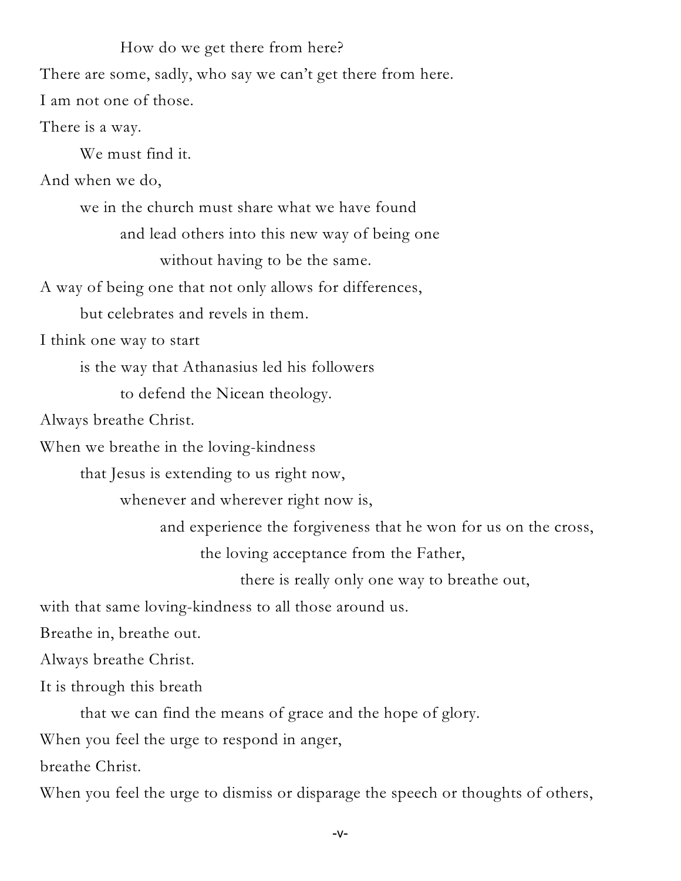How do we get there from here?

There are some, sadly, who say we can't get there from here.

I am not one of those.

There is a way.

We must find it.

And when we do,

we in the church must share what we have found

and lead others into this new way of being one

without having to be the same.

A way of being one that not only allows for differences,

but celebrates and revels in them.

I think one way to start

is the way that Athanasius led his followers

to defend the Nicean theology.

Always breathe Christ.

When we breathe in the loving-kindness

that Jesus is extending to us right now,

whenever and wherever right now is,

and experience the forgiveness that he won for us on the cross,

the loving acceptance from the Father,

there is really only one way to breathe out,

with that same loving-kindness to all those around us.

Breathe in, breathe out.

Always breathe Christ.

It is through this breath

that we can find the means of grace and the hope of glory.

When you feel the urge to respond in anger,

breathe Christ.

When you feel the urge to dismiss or disparage the speech or thoughts of others,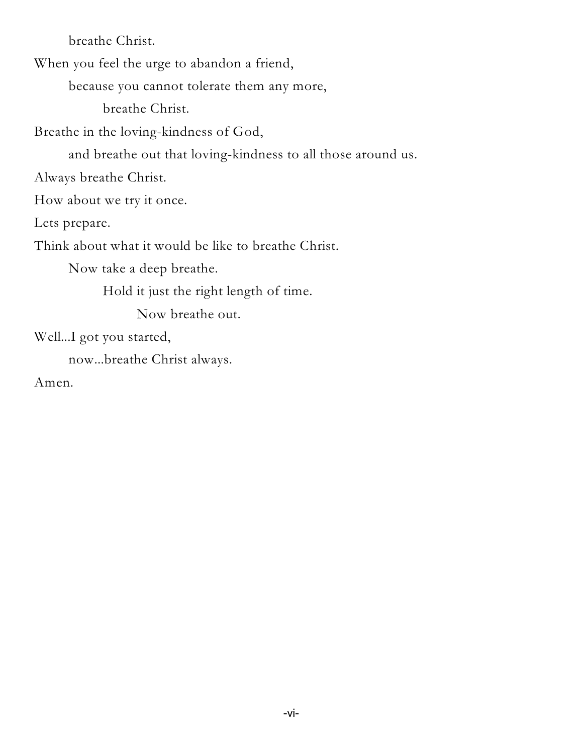breathe Christ.

When you feel the urge to abandon a friend,

because you cannot tolerate them any more,

breathe Christ.

Breathe in the loving-kindness of God,

and breathe out that loving-kindness to all those around us.

Always breathe Christ.

How about we try it once.

Lets prepare.

Think about what it would be like to breathe Christ.

Now take a deep breathe.

Hold it just the right length of time.

Now breathe out.

Well...I got you started,

now...breathe Christ always.

Amen.